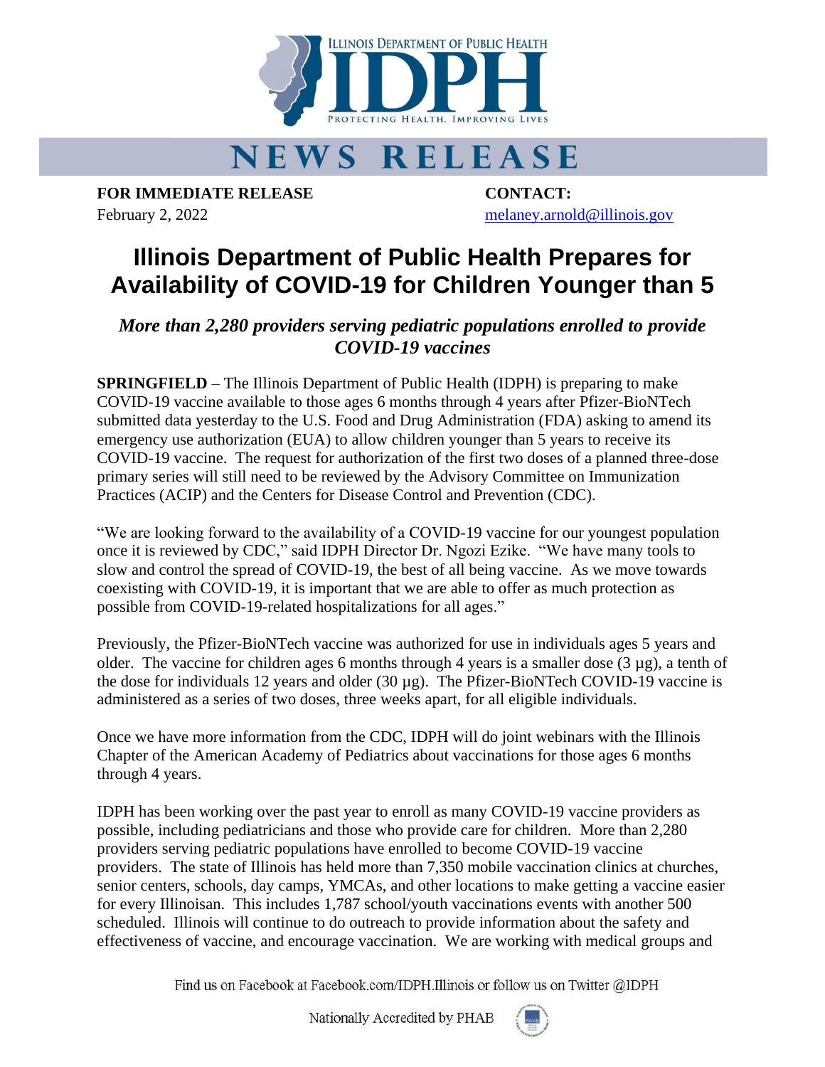ILLINOIS DEPARTMENT OF PUBLIC HEALTH

# IDPH

PROTECTING HEALTH, IMPROVING LIVES

# NEWS RELEASE

**FOR IMMEDIATE RELEASE**
February 2, 2022

**CONTACT:**
melaney.arnold@illinois.gov

# Illinois Department of Public Health Prepares for Availability of COVID-19 for Children Younger than 5

***More than 2,280 providers serving pediatric populations enrolled to provide COVID-19 vaccines***

**SPRINGFIELD** – The Illinois Department of Public Health (IDPH) is preparing to make COVID-19 vaccine available to those ages 6 months through 4 years after Pfizer-BioNTech submitted data yesterday to the U.S. Food and Drug Administration (FDA) asking to amend its emergency use authorization (EUA) to allow children younger than 5 years to receive its COVID-19 vaccine. The request for authorization of the first two doses of a planned three-dose primary series will still need to be reviewed by the Advisory Committee on Immunization Practices (ACIP) and the Centers for Disease Control and Prevention (CDC).

"We are looking forward to the availability of a COVID-19 vaccine for our youngest population once it is reviewed by CDC," said IDPH Director Dr. Ngozi Ezike. "We have many tools to slow and control the spread of COVID-19, the best of all being vaccine. As we move towards coexisting with COVID-19, it is important that we are able to offer as much protection as possible from COVID-19-related hospitalizations for all ages."

Previously, the Pfizer-BioNTech vaccine was authorized for use in individuals ages 5 years and older. The vaccine for children ages 6 months through 4 years is a smaller dose (3 µg), a tenth of the dose for individuals 12 years and older (30 µg). The Pfizer-BioNTech COVID-19 vaccine is administered as a series of two doses, three weeks apart, for all eligible individuals.

Once we have more information from the CDC, IDPH will do joint webinars with the Illinois Chapter of the American Academy of Pediatrics about vaccinations for those ages 6 months through 4 years.

IDPH has been working over the past year to enroll as many COVID-19 vaccine providers as possible, including pediatricians and those who provide care for children. More than 2,280 providers serving pediatric populations have enrolled to become COVID-19 vaccine providers. The state of Illinois has held more than 7,350 mobile vaccination clinics at churches, senior centers, schools, day camps, YMCAs, and other locations to make getting a vaccine easier for every Illinoisan. This includes 1,787 school/youth vaccinations events with another 500 scheduled. Illinois will continue to do outreach to provide information about the safety and effectiveness of vaccine, and encourage vaccination. We are working with medical groups and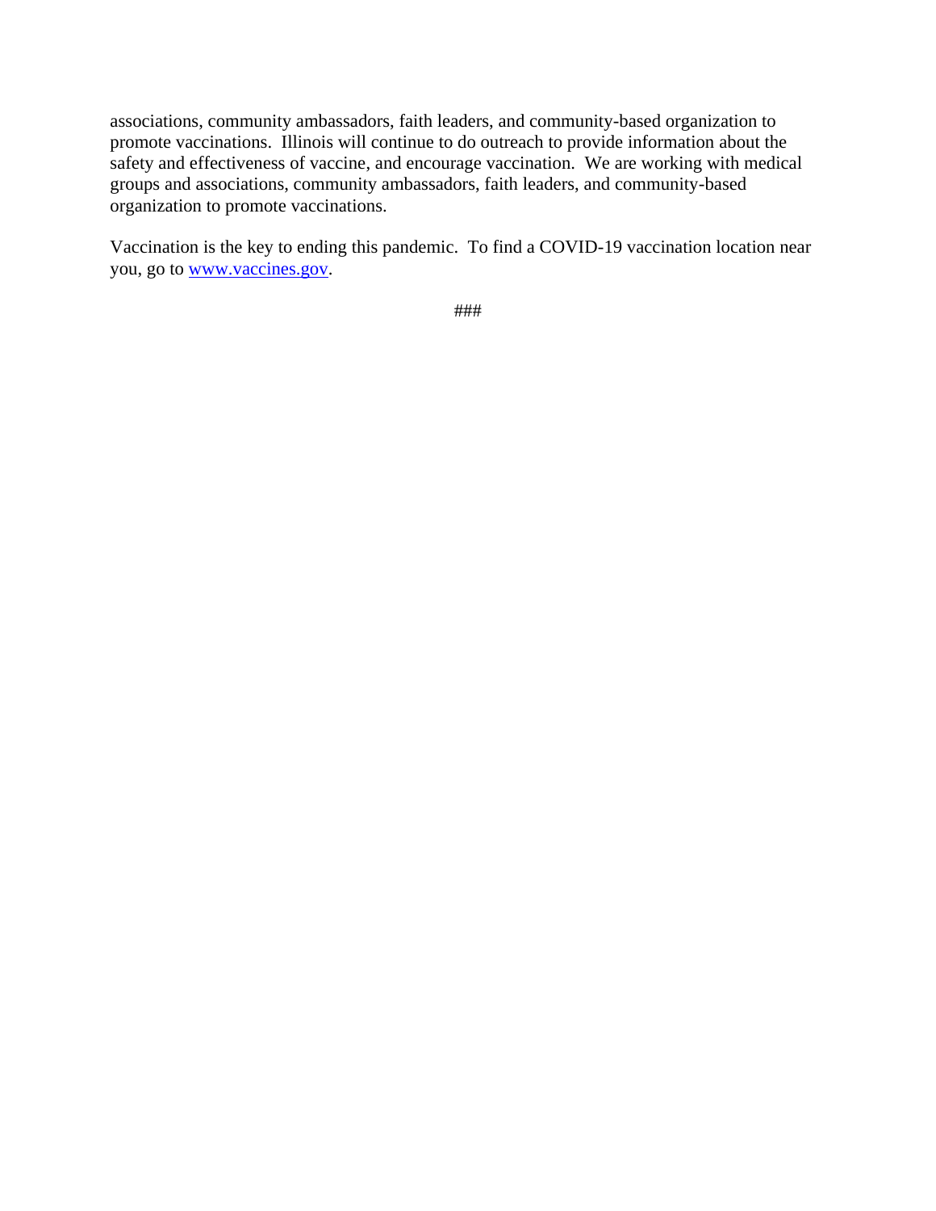associations, community ambassadors, faith leaders, and community-based organization to promote vaccinations. Illinois will continue to do outreach to provide information about the safety and effectiveness of vaccine, and encourage vaccination. We are working with medical groups and associations, community ambassadors, faith leaders, and community-based organization to promote vaccinations.

Vaccination is the key to ending this pandemic. To find a COVID-19 vaccination location near you, go to [www.vaccines.gov](http://www.vaccines.gov).

###